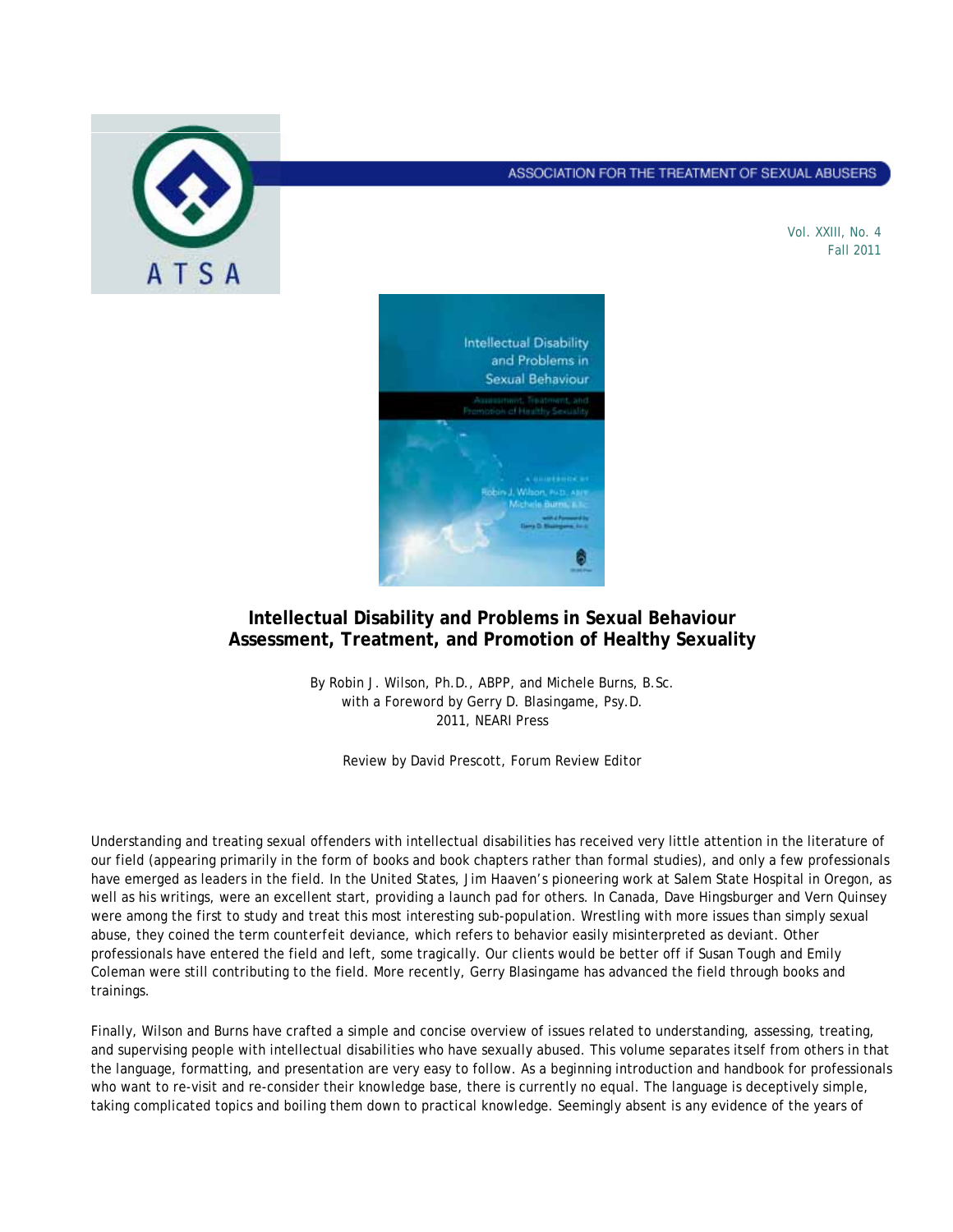ASSOCIATION FOR THE TREATMENT OF SEXUAL ABUSERS

Vol. XXIII, No. 4
Fall 2011

## Intellectual Disability and Problems in Sexual Behaviour Assessment, Treatment, and Promotion of Healthy Sexuality

By Robin J. Wilson, Ph.D., ABPP, and Michele Burns, B.Sc.
with a Foreword by Gerry D. Blasingame, Psy.D.
2011, NEARI Press

Review by David Prescott, Forum Review Editor

Understanding and treating sexual offenders with intellectual disabilities has received very little attention in the literature of our field (appearing primarily in the form of books and book chapters rather than formal studies), and only a few professionals have emerged as leaders in the field. In the United States, Jim Haaven's pioneering work at Salem State Hospital in Oregon, as well as his writings, were an excellent start, providing a launch pad for others. In Canada, Dave Hingsburger and Vern Quinsey were among the first to study and treat this most interesting sub-population. Wrestling with more issues than simply sexual abuse, they coined the term counterfeit deviance, which refers to behavior easily misinterpreted as deviant. Other professionals have entered the field and left, some tragically. Our clients would be better off if Susan Tough and Emily Coleman were still contributing to the field. More recently, Gerry Blasingame has advanced the field through books and trainings.

Finally, Wilson and Burns have crafted a simple and concise overview of issues related to understanding, assessing, treating, and supervising people with intellectual disabilities who have sexually abused. This volume separates itself from others in that the language, formatting, and presentation are very easy to follow. As a beginning introduction and handbook for professionals who want to re-visit and re-consider their knowledge base, there is currently no equal. The language is deceptively simple, taking complicated topics and boiling them down to practical knowledge. Seemingly absent is any evidence of the years of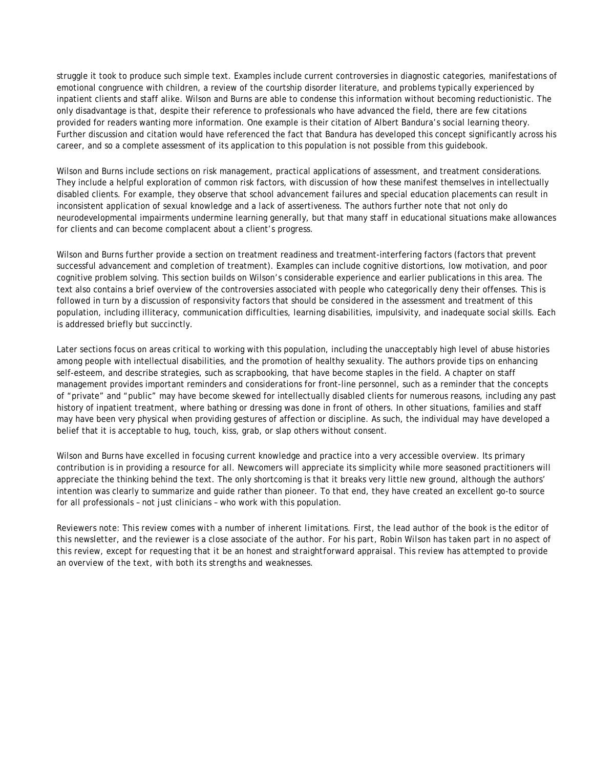struggle it took to produce such simple text. Examples include current controversies in diagnostic categories, manifestations of emotional congruence with children, a review of the courtship disorder literature, and problems typically experienced by inpatient clients and staff alike. Wilson and Burns are able to condense this information without becoming reductionistic. The only disadvantage is that, despite their reference to professionals who have advanced the field, there are few citations provided for readers wanting more information. One example is their citation of Albert Bandura's social learning theory. Further discussion and citation would have referenced the fact that Bandura has developed this concept significantly across his career, and so a complete assessment of its application to this population is not possible from this guidebook.

Wilson and Burns include sections on risk management, practical applications of assessment, and treatment considerations. They include a helpful exploration of common risk factors, with discussion of how these manifest themselves in intellectually disabled clients. For example, they observe that school advancement failures and special education placements can result in inconsistent application of sexual knowledge and a lack of assertiveness. The authors further note that not only do neurodevelopmental impairments undermine learning generally, but that many staff in educational situations make allowances for clients and can become complacent about a client's progress.

Wilson and Burns further provide a section on treatment readiness and treatment-interfering factors (factors that prevent successful advancement and completion of treatment). Examples can include cognitive distortions, low motivation, and poor cognitive problem solving. This section builds on Wilson's considerable experience and earlier publications in this area. The text also contains a brief overview of the controversies associated with people who categorically deny their offenses. This is followed in turn by a discussion of responsivity factors that should be considered in the assessment and treatment of this population, including illiteracy, communication difficulties, learning disabilities, impulsivity, and inadequate social skills. Each is addressed briefly but succinctly.

Later sections focus on areas critical to working with this population, including the unacceptably high level of abuse histories among people with intellectual disabilities, and the promotion of healthy sexuality. The authors provide tips on enhancing self-esteem, and describe strategies, such as scrapbooking, that have become staples in the field. A chapter on staff management provides important reminders and considerations for front-line personnel, such as a reminder that the concepts of "private" and "public" may have become skewed for intellectually disabled clients for numerous reasons, including any past history of inpatient treatment, where bathing or dressing was done in front of others. In other situations, families and staff may have been very physical when providing gestures of affection or discipline. As such, the individual may have developed a belief that it is acceptable to hug, touch, kiss, grab, or slap others without consent.

Wilson and Burns have excelled in focusing current knowledge and practice into a very accessible overview. Its primary contribution is in providing a resource for all. Newcomers will appreciate its simplicity while more seasoned practitioners will appreciate the thinking behind the text. The only shortcoming is that it breaks very little new ground, although the authors' intention was clearly to summarize and guide rather than pioneer. To that end, they have created an excellent go-to source for all professionals – not just clinicians – who work with this population.

*Reviewers note: This review comes with a number of inherent limitations. First, the lead author of the book is the editor of this newsletter, and the reviewer is a close associate of the author. For his part, Robin Wilson has taken part in no aspect of this review, except for requesting that it be an honest and straightforward appraisal. This review has attempted to provide an overview of the text, with both its strengths and weaknesses.*